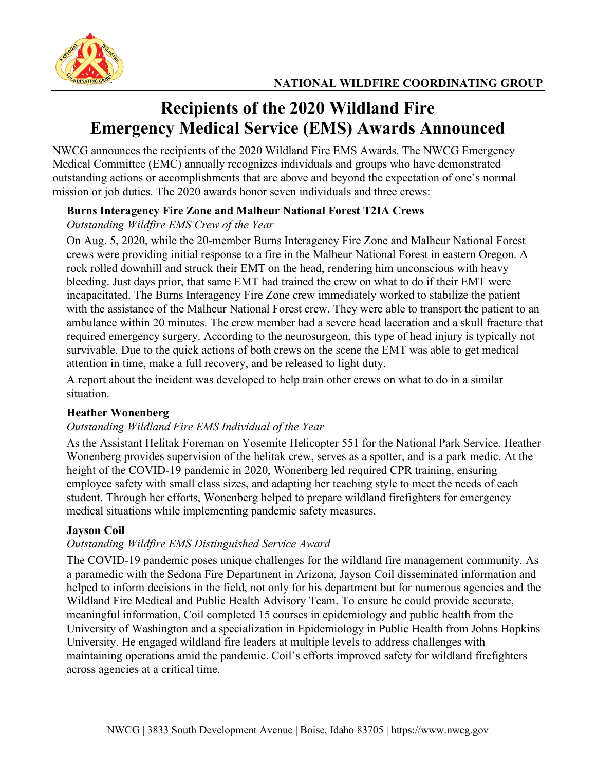NATIONAL WILDFIRE COORDINATING GROUP

# Recipients of the 2020 Wildland Fire Emergency Medical Service (EMS) Awards Announced

NWCG announces the recipients of the 2020 Wildland Fire EMS Awards. The NWCG Emergency Medical Committee (EMC) annually recognizes individuals and groups who have demonstrated outstanding actions or accomplishments that are above and beyond the expectation of one's normal mission or job duties. The 2020 awards honor seven individuals and three crews:

**Burns Interagency Fire Zone and Malheur National Forest T2IA Crews**

*Outstanding Wildfire EMS Crew of the Year*

On Aug. 5, 2020, while the 20-member Burns Interagency Fire Zone and Malheur National Forest crews were providing initial response to a fire in the Malheur National Forest in eastern Oregon. A rock rolled downhill and struck their EMT on the head, rendering him unconscious with heavy bleeding. Just days prior, that same EMT had trained the crew on what to do if their EMT were incapacitated. The Burns Interagency Fire Zone crew immediately worked to stabilize the patient with the assistance of the Malheur National Forest crew. They were able to transport the patient to an ambulance within 20 minutes. The crew member had a severe head laceration and a skull fracture that required emergency surgery. According to the neurosurgeon, this type of head injury is typically not survivable. Due to the quick actions of both crews on the scene the EMT was able to get medical attention in time, make a full recovery, and be released to light duty.

A report about the incident was developed to help train other crews on what to do in a similar situation.

**Heather Wonenberg**

*Outstanding Wildland Fire EMS Individual of the Year*

As the Assistant Helitak Foreman on Yosemite Helicopter 551 for the National Park Service, Heather Wonenberg provides supervision of the helitak crew, serves as a spotter, and is a park medic. At the height of the COVID-19 pandemic in 2020, Wonenberg led required CPR training, ensuring employee safety with small class sizes, and adapting her teaching style to meet the needs of each student. Through her efforts, Wonenberg helped to prepare wildland firefighters for emergency medical situations while implementing pandemic safety measures.

**Jayson Coil**

*Outstanding Wildfire EMS Distinguished Service Award*

The COVID-19 pandemic poses unique challenges for the wildland fire management community. As a paramedic with the Sedona Fire Department in Arizona, Jayson Coil disseminated information and helped to inform decisions in the field, not only for his department but for numerous agencies and the Wildland Fire Medical and Public Health Advisory Team. To ensure he could provide accurate, meaningful information, Coil completed 15 courses in epidemiology and public health from the University of Washington and a specialization in Epidemiology in Public Health from Johns Hopkins University. He engaged wildland fire leaders at multiple levels to address challenges with maintaining operations amid the pandemic. Coil's efforts improved safety for wildland firefighters across agencies at a critical time.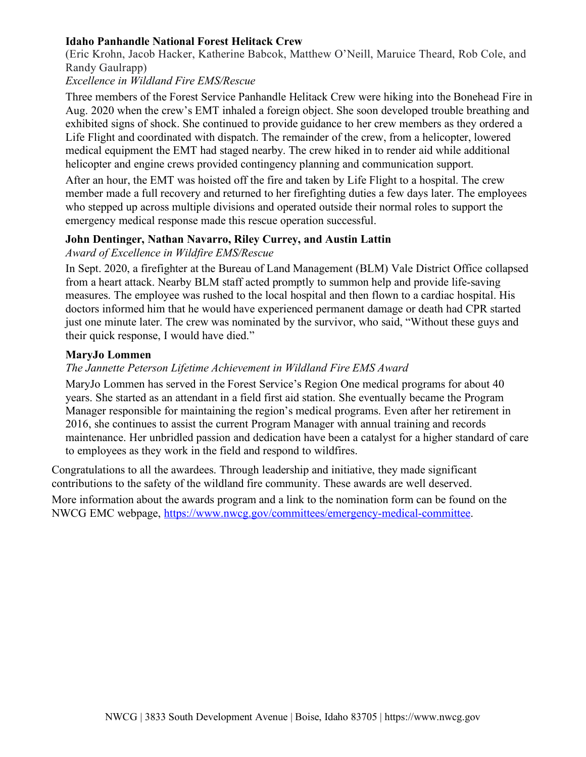**Idaho Panhandle National Forest Helitack Crew**

(Eric Krohn, Jacob Hacker, Katherine Babcok, Matthew O'Neill, Maruice Theard, Rob Cole, and Randy Gaulrapp)

*Excellence in Wildland Fire EMS/Rescue*

Three members of the Forest Service Panhandle Helitack Crew were hiking into the Bonehead Fire in Aug. 2020 when the crew's EMT inhaled a foreign object. She soon developed trouble breathing and exhibited signs of shock. She continued to provide guidance to her crew members as they ordered a Life Flight and coordinated with dispatch. The remainder of the crew, from a helicopter, lowered medical equipment the EMT had staged nearby. The crew hiked in to render aid while additional helicopter and engine crews provided contingency planning and communication support.

After an hour, the EMT was hoisted off the fire and taken by Life Flight to a hospital. The crew member made a full recovery and returned to her firefighting duties a few days later. The employees who stepped up across multiple divisions and operated outside their normal roles to support the emergency medical response made this rescue operation successful.

**John Dentinger, Nathan Navarro, Riley Currey, and Austin Lattin**

*Award of Excellence in Wildfire EMS/Rescue*

In Sept. 2020, a firefighter at the Bureau of Land Management (BLM) Vale District Office collapsed from a heart attack. Nearby BLM staff acted promptly to summon help and provide life-saving measures. The employee was rushed to the local hospital and then flown to a cardiac hospital. His doctors informed him that he would have experienced permanent damage or death had CPR started just one minute later. The crew was nominated by the survivor, who said, "Without these guys and their quick response, I would have died."

**MaryJo Lommen**

*The Jannette Peterson Lifetime Achievement in Wildland Fire EMS Award*

MaryJo Lommen has served in the Forest Service's Region One medical programs for about 40 years. She started as an attendant in a field first aid station. She eventually became the Program Manager responsible for maintaining the region's medical programs. Even after her retirement in 2016, she continues to assist the current Program Manager with annual training and records maintenance. Her unbridled passion and dedication have been a catalyst for a higher standard of care to employees as they work in the field and respond to wildfires.

Congratulations to all the awardees. Through leadership and initiative, they made significant contributions to the safety of the wildland fire community. These awards are well deserved.

More information about the awards program and a link to the nomination form can be found on the NWCG EMC webpage, [https://www.nwcg.gov/committees/emergency-medical-committee](https://www.nwcg.gov/committees/emergency-medical-committee).